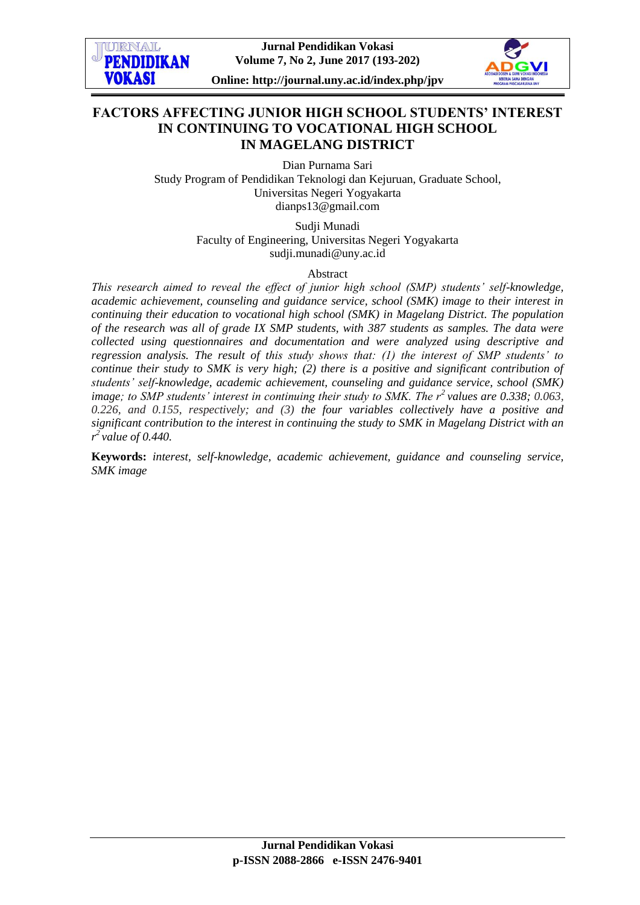# FACTORS AFFECTING JUNIOR HIGH SCHOOL STUDENTS' INTEREST IN CONTINUING TO VOCATIONAL HIGH SCHOOL IN MAGELANG DISTRICT

Dian Purnama Sari
Study Program of Pendidikan Teknologi dan Kejuruan, Graduate School,
Universitas Negeri Yogyakarta
dianps13@gmail.com

Sudji Munadi
Faculty of Engineering, Universitas Negeri Yogyakarta
sudji.munadi@uny.ac.id

Abstract

*This research aimed to reveal the effect of junior high school (SMP) students' self-knowledge, academic achievement, counseling and guidance service, school (SMK) image to their interest in continuing their education to vocational high school (SMK) in Magelang District. The population of the research was all of grade IX SMP students, with 387 students as samples. The data were collected using questionnaires and documentation and were analyzed using descriptive and regression analysis. The result of this study shows that: (1) the interest of SMP students' to continue their study to SMK is very high; (2) there is a positive and significant contribution of students' self-knowledge, academic achievement, counseling and guidance service, school (SMK) image; to SMP students' interest in continuing their study to SMK. The $r^2$ values are 0.338; 0.063, 0.226, and 0.155, respectively; and (3) the four variables collectively have a positive and significant contribution to the interest in continuing the study to SMK in Magelang District with an $r^2$ value of 0.440.*

**Keywords:** *interest, self-knowledge, academic achievement, guidance and counseling service, SMK image*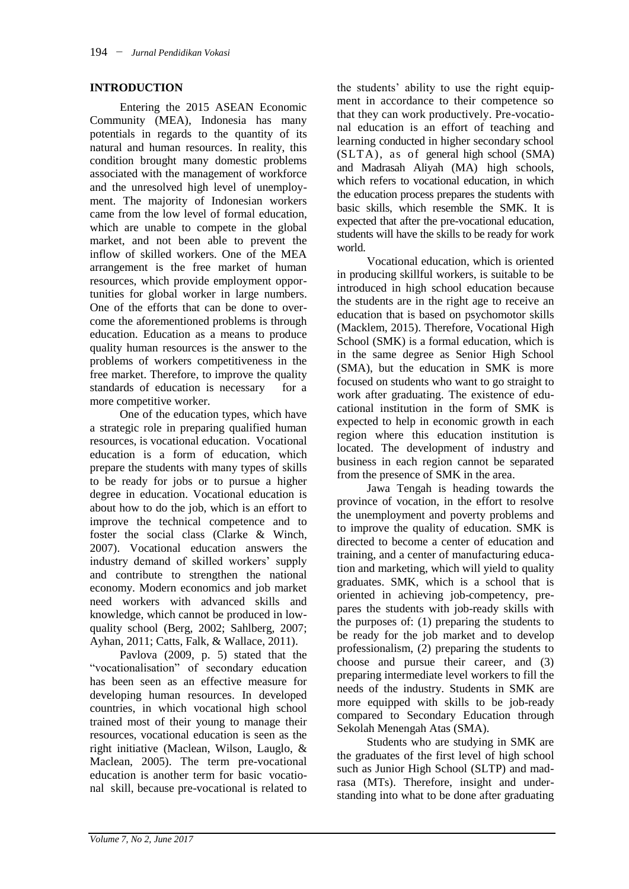## INTRODUCTION

Entering the 2015 ASEAN Economic Community (MEA), Indonesia has many potentials in regards to the quantity of its natural and human resources. In reality, this condition brought many domestic problems associated with the management of workforce and the unresolved high level of unemployment. The majority of Indonesian workers came from the low level of formal education, which are unable to compete in the global market, and not been able to prevent the inflow of skilled workers. One of the MEA arrangement is the free market of human resources, which provide employment opportunities for global worker in large numbers. One of the efforts that can be done to overcome the aforementioned problems is through education. Education as a means to produce quality human resources is the answer to the problems of workers competitiveness in the free market. Therefore, to improve the quality standards of education is necessary for a more competitive worker.

One of the education types, which have a strategic role in preparing qualified human resources, is vocational education. Vocational education is a form of education, which prepare the students with many types of skills to be ready for jobs or to pursue a higher degree in education. Vocational education is about how to do the job, which is an effort to improve the technical competence and to foster the social class (Clarke & Winch, 2007). Vocational education answers the industry demand of skilled workers' supply and contribute to strengthen the national economy. Modern economics and job market need workers with advanced skills and knowledge, which cannot be produced in low-quality school (Berg, 2002; Sahlberg, 2007; Ayhan, 2011; Catts, Falk, & Wallace, 2011).

Pavlova (2009, p. 5) stated that the "vocationalisation" of secondary education has been seen as an effective measure for developing human resources. In developed countries, in which vocational high school trained most of their young to manage their resources, vocational education is seen as the right initiative (Maclean, Wilson, Lauglo, & Maclean, 2005). The term pre-vocational education is another term for basic vocational skill, because pre-vocational is related to the students' ability to use the right equipment in accordance to their competence so that they can work productively. Pre-vocational education is an effort of teaching and learning conducted in higher secondary school (SLTA), as of general high school (SMA) and Madrasah Aliyah (MA) high schools, which refers to vocational education, in which the education process prepares the students with basic skills, which resemble the SMK. It is expected that after the pre-vocational education, students will have the skills to be ready for work world.

Vocational education, which is oriented in producing skillful workers, is suitable to be introduced in high school education because the students are in the right age to receive an education that is based on psychomotor skills (Macklem, 2015). Therefore, Vocational High School (SMK) is a formal education, which is in the same degree as Senior High School (SMA), but the education in SMK is more focused on students who want to go straight to work after graduating. The existence of educational institution in the form of SMK is expected to help in economic growth in each region where this education institution is located. The development of industry and business in each region cannot be separated from the presence of SMK in the area.

Jawa Tengah is heading towards the province of vocation, in the effort to resolve the unemployment and poverty problems and to improve the quality of education. SMK is directed to become a center of education and training, and a center of manufacturing education and marketing, which will yield to quality graduates. SMK, which is a school that is oriented in achieving job-competency, prepares the students with job-ready skills with the purposes of: (1) preparing the students to be ready for the job market and to develop professionalism, (2) preparing the students to choose and pursue their career, and (3) preparing intermediate level workers to fill the needs of the industry. Students in SMK are more equipped with skills to be job-ready compared to Secondary Education through Sekolah Menengah Atas (SMA).

Students who are studying in SMK are the graduates of the first level of high school such as Junior High School (SLTP) and madrasa (MTs). Therefore, insight and understanding into what to be done after graduating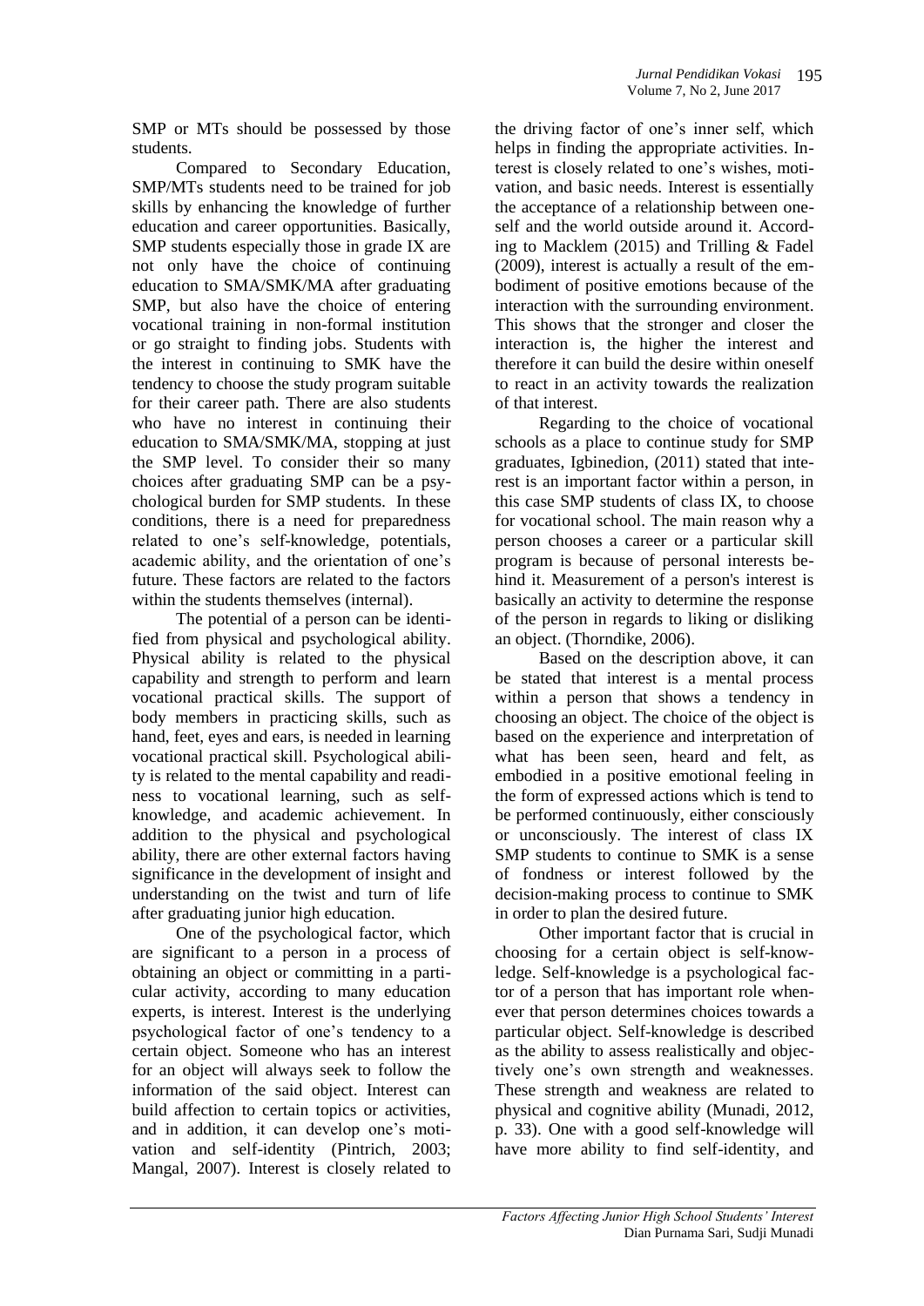SMP or MTs should be possessed by those students.

Compared to Secondary Education, SMP/MTs students need to be trained for job skills by enhancing the knowledge of further education and career opportunities. Basically, SMP students especially those in grade IX are not only have the choice of continuing education to SMA/SMK/MA after graduating SMP, but also have the choice of entering vocational training in non-formal institution or go straight to finding jobs. Students with the interest in continuing to SMK have the tendency to choose the study program suitable for their career path. There are also students who have no interest in continuing their education to SMA/SMK/MA, stopping at just the SMP level. To consider their so many choices after graduating SMP can be a psychological burden for SMP students. In these conditions, there is a need for preparedness related to one's self-knowledge, potentials, academic ability, and the orientation of one's future. These factors are related to the factors within the students themselves (internal).

The potential of a person can be identified from physical and psychological ability. Physical ability is related to the physical capability and strength to perform and learn vocational practical skills. The support of body members in practicing skills, such as hand, feet, eyes and ears, is needed in learning vocational practical skill. Psychological ability is related to the mental capability and readiness to vocational learning, such as self-knowledge, and academic achievement. In addition to the physical and psychological ability, there are other external factors having significance in the development of insight and understanding on the twist and turn of life after graduating junior high education.

One of the psychological factor, which are significant to a person in a process of obtaining an object or committing in a particular activity, according to many education experts, is interest. Interest is the underlying psychological factor of one's tendency to a certain object. Someone who has an interest for an object will always seek to follow the information of the said object. Interest can build affection to certain topics or activities, and in addition, it can develop one's motivation and self-identity (Pintrich, 2003; Mangal, 2007). Interest is closely related to the driving factor of one's inner self, which helps in finding the appropriate activities. Interest is closely related to one's wishes, motivation, and basic needs. Interest is essentially the acceptance of a relationship between oneself and the world outside around it. According to Macklem (2015) and Trilling & Fadel (2009), interest is actually a result of the embodiment of positive emotions because of the interaction with the surrounding environment. This shows that the stronger and closer the interaction is, the higher the interest and therefore it can build the desire within oneself to react in an activity towards the realization of that interest.

Regarding to the choice of vocational schools as a place to continue study for SMP graduates, Igbinedion, (2011) stated that interest is an important factor within a person, in this case SMP students of class IX, to choose for vocational school. The main reason why a person chooses a career or a particular skill program is because of personal interests behind it. Measurement of a person's interest is basically an activity to determine the response of the person in regards to liking or disliking an object. (Thorndike, 2006).

Based on the description above, it can be stated that interest is a mental process within a person that shows a tendency in choosing an object. The choice of the object is based on the experience and interpretation of what has been seen, heard and felt, as embodied in a positive emotional feeling in the form of expressed actions which is tend to be performed continuously, either consciously or unconsciously. The interest of class IX SMP students to continue to SMK is a sense of fondness or interest followed by the decision-making process to continue to SMK in order to plan the desired future.

Other important factor that is crucial in choosing for a certain object is self-knowledge. Self-knowledge is a psychological factor of a person that has important role whenever that person determines choices towards a particular object. Self-knowledge is described as the ability to assess realistically and objectively one's own strength and weaknesses. These strength and weakness are related to physical and cognitive ability (Munadi, 2012, p. 33). One with a good self-knowledge will have more ability to find self-identity, and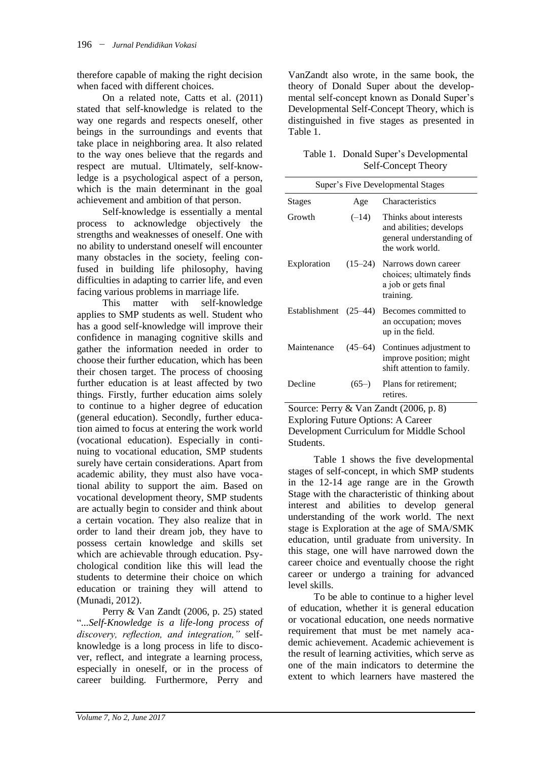therefore capable of making the right decision when faced with different choices.

On a related note, Catts et al. (2011) stated that self-knowledge is related to the way one regards and respects oneself, other beings in the surroundings and events that take place in neighboring area. It also related to the way ones believe that the regards and respect are mutual. Ultimately, self-knowledge is a psychological aspect of a person, which is the main determinant in the goal achievement and ambition of that person.

Self-knowledge is essentially a mental process to acknowledge objectively the strengths and weaknesses of oneself. One with no ability to understand oneself will encounter many obstacles in the society, feeling confused in building life philosophy, having difficulties in adapting to carrier life, and even facing various problems in marriage life.

This matter with self-knowledge applies to SMP students as well. Student who has a good self-knowledge will improve their confidence in managing cognitive skills and gather the information needed in order to choose their further education, which has been their chosen target. The process of choosing further education is at least affected by two things. Firstly, further education aims solely to continue to a higher degree of education (general education). Secondly, further education aimed to focus at entering the work world (vocational education). Especially in continuing to vocational education, SMP students surely have certain considerations. Apart from academic ability, they must also have vocational ability to support the aim. Based on vocational development theory, SMP students are actually begin to consider and think about a certain vocation. They also realize that in order to land their dream job, they have to possess certain knowledge and skills set which are achievable through education. Psychological condition like this will lead the students to determine their choice on which education or training they will attend to (Munadi, 2012).

Perry & Van Zandt (2006, p. 25) stated "*...Self-Knowledge is a life-long process of discovery, reflection, and integration,"* self-knowledge is a long process in life to discover, reflect, and integrate a learning process, especially in oneself, or in the process of career building. Furthermore, Perry and VanZandt also wrote, in the same book, the theory of Donald Super about the developmental self-concept known as Donald Super's Developmental Self-Concept Theory, which is distinguished in five stages as presented in Table 1.

Table 1. Donald Super's Developmental Self-Concept Theory

| Super's Five Developmental Stages | | |
|---|---|---|
| Stages | Age | Characteristics |
| Growth | (–14) | Thinks about interests and abilities; develops general understanding of the work world. |
| Exploration | (15–24) | Narrows down career choices; ultimately finds a job or gets final training. |
| Establishment | (25–44) | Becomes committed to an occupation; moves up in the field. |
| Maintenance | (45–64) | Continues adjustment to improve position; might shift attention to family. |
| Decline | (65–) | Plans for retirement; retires. |

Source: Perry & Van Zandt (2006, p. 8) Exploring Future Options: A Career Development Curriculum for Middle School Students.

Table 1 shows the five developmental stages of self-concept, in which SMP students in the 12-14 age range are in the Growth Stage with the characteristic of thinking about interest and abilities to develop general understanding of the work world. The next stage is Exploration at the age of SMA/SMK education, until graduate from university. In this stage, one will have narrowed down the career choice and eventually choose the right career or undergo a training for advanced level skills.

To be able to continue to a higher level of education, whether it is general education or vocational education, one needs normative requirement that must be met namely academic achievement. Academic achievement is the result of learning activities, which serve as one of the main indicators to determine the extent to which learners have mastered the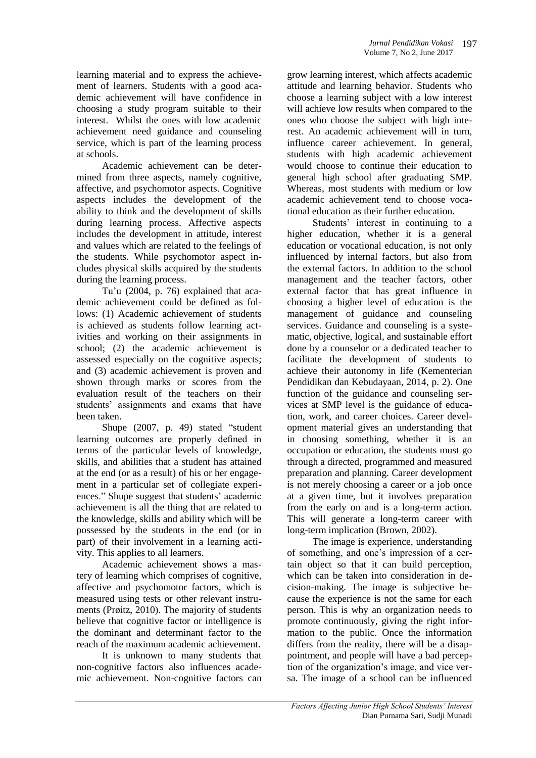learning material and to express the achievement of learners. Students with a good academic achievement will have confidence in choosing a study program suitable to their interest. Whilst the ones with low academic achievement need guidance and counseling service, which is part of the learning process at schools.

Academic achievement can be determined from three aspects, namely cognitive, affective, and psychomotor aspects. Cognitive aspects includes the development of the ability to think and the development of skills during learning process. Affective aspects includes the development in attitude, interest and values which are related to the feelings of the students. While psychomotor aspect includes physical skills acquired by the students during the learning process.

Tu'u (2004, p. 76) explained that academic achievement could be defined as follows: (1) Academic achievement of students is achieved as students follow learning activities and working on their assignments in school; (2) the academic achievement is assessed especially on the cognitive aspects; and (3) academic achievement is proven and shown through marks or scores from the evaluation result of the teachers on their students' assignments and exams that have been taken.

Shupe (2007, p. 49) stated "student learning outcomes are properly defined in terms of the particular levels of knowledge, skills, and abilities that a student has attained at the end (or as a result) of his or her engagement in a particular set of collegiate experiences." Shupe suggest that students' academic achievement is all the thing that are related to the knowledge, skills and ability which will be possessed by the students in the end (or in part) of their involvement in a learning activity. This applies to all learners.

Academic achievement shows a mastery of learning which comprises of cognitive, affective and psychomotor factors, which is measured using tests or other relevant instruments (Prøitz, 2010). The majority of students believe that cognitive factor or intelligence is the dominant and determinant factor to the reach of the maximum academic achievement.

It is unknown to many students that non-cognitive factors also influences academic achievement. Non-cognitive factors can grow learning interest, which affects academic attitude and learning behavior. Students who choose a learning subject with a low interest will achieve low results when compared to the ones who choose the subject with high interest. An academic achievement will in turn, influence career achievement. In general, students with high academic achievement would choose to continue their education to general high school after graduating SMP. Whereas, most students with medium or low academic achievement tend to choose vocational education as their further education.

Students' interest in continuing to a higher education, whether it is a general education or vocational education, is not only influenced by internal factors, but also from the external factors. In addition to the school management and the teacher factors, other external factor that has great influence in choosing a higher level of education is the management of guidance and counseling services. Guidance and counseling is a systematic, objective, logical, and sustainable effort done by a counselor or a dedicated teacher to facilitate the development of students to achieve their autonomy in life (Kementerian Pendidikan dan Kebudayaan, 2014, p. 2). One function of the guidance and counseling services at SMP level is the guidance of education, work, and career choices. Career development material gives an understanding that in choosing something, whether it is an occupation or education, the students must go through a directed, programmed and measured preparation and planning. Career development is not merely choosing a career or a job once at a given time, but it involves preparation from the early on and is a long-term action. This will generate a long-term career with long-term implication (Brown, 2002).

The image is experience, understanding of something, and one's impression of a certain object so that it can build perception, which can be taken into consideration in decision-making. The image is subjective because the experience is not the same for each person. This is why an organization needs to promote continuously, giving the right information to the public. Once the information differs from the reality, there will be a disappointment, and people will have a bad perception of the organization's image, and vice versa. The image of a school can be influenced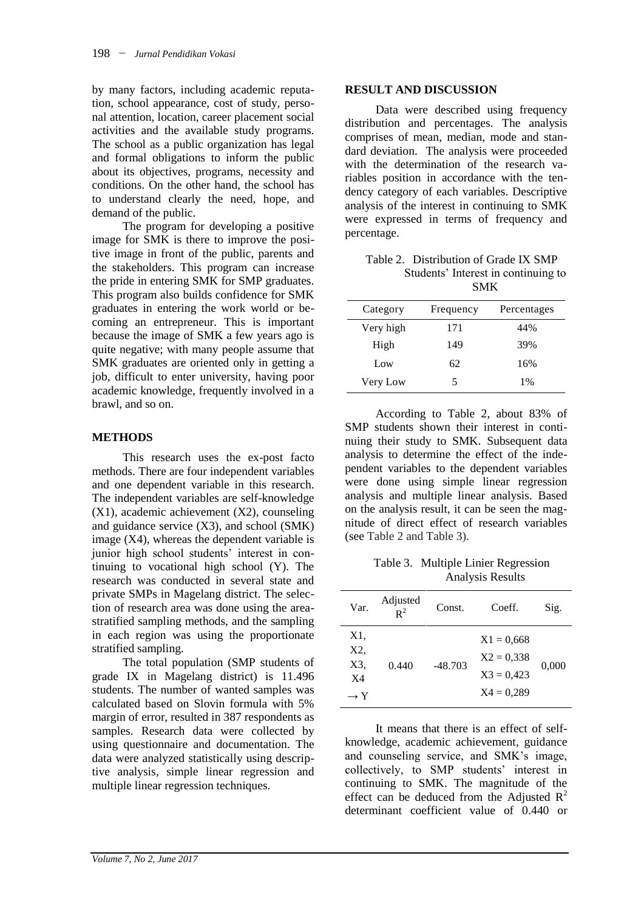by many factors, including academic reputation, school appearance, cost of study, personal attention, location, career placement social activities and the available study programs. The school as a public organization has legal and formal obligations to inform the public about its objectives, programs, necessity and conditions. On the other hand, the school has to understand clearly the need, hope, and demand of the public.

The program for developing a positive image for SMK is there to improve the positive image in front of the public, parents and the stakeholders. This program can increase the pride in entering SMK for SMP graduates. This program also builds confidence for SMK graduates in entering the work world or becoming an entrepreneur. This is important because the image of SMK a few years ago is quite negative; with many people assume that SMK graduates are oriented only in getting a job, difficult to enter university, having poor academic knowledge, frequently involved in a brawl, and so on.

## METHODS

This research uses the ex-post facto methods. There are four independent variables and one dependent variable in this research. The independent variables are self-knowledge (X1), academic achievement (X2), counseling and guidance service (X3), and school (SMK) image (X4), whereas the dependent variable is junior high school students' interest in continuing to vocational high school (Y). The research was conducted in several state and private SMPs in Magelang district. The selection of research area was done using the area-stratified sampling methods, and the sampling in each region was using the proportionate stratified sampling.

The total population (SMP students of grade IX in Magelang district) is 11.496 students. The number of wanted samples was calculated based on Slovin formula with 5% margin of error, resulted in 387 respondents as samples. Research data were collected by using questionnaire and documentation. The data were analyzed statistically using descriptive analysis, simple linear regression and multiple linear regression techniques.

## RESULT AND DISCUSSION

Data were described using frequency distribution and percentages. The analysis comprises of mean, median, mode and standard deviation. The analysis were proceeded with the determination of the research variables position in accordance with the tendency category of each variables. Descriptive analysis of the interest in continuing to SMK were expressed in terms of frequency and percentage.

Table 2. Distribution of Grade IX SMP Students' Interest in continuing to SMK

| Category | Frequency | Percentages |
|---|---|---|
| Very high | 171 | 44% |
| High | 149 | 39% |
| Low | 62 | 16% |
| Very Low | 5 | 1% |

According to Table 2, about 83% of SMP students shown their interest in continuing their study to SMK. Subsequent data analysis to determine the effect of the independent variables to the dependent variables were done using simple linear regression analysis and multiple linear analysis. Based on the analysis result, it can be seen the magnitude of direct effect of research variables (see Table 2 and Table 3).

Table 3. Multiple Linier Regression Analysis Results

| Var. | Adjusted $R^2$ | Const. | Coeff. | Sig. |
|---|---|---|---|---|
| X1, X2, X3, X4 → Y | 0.440 | -48.703 | X1 = 0,668<br>X2 = 0,338<br>X3 = 0,423<br>X4 = 0,289 | 0,000 |

It means that there is an effect of self-knowledge, academic achievement, guidance and counseling service, and SMK's image, collectively, to SMP students' interest in continuing to SMK. The magnitude of the effect can be deduced from the Adjusted $R^2$ determinant coefficient value of 0.440 or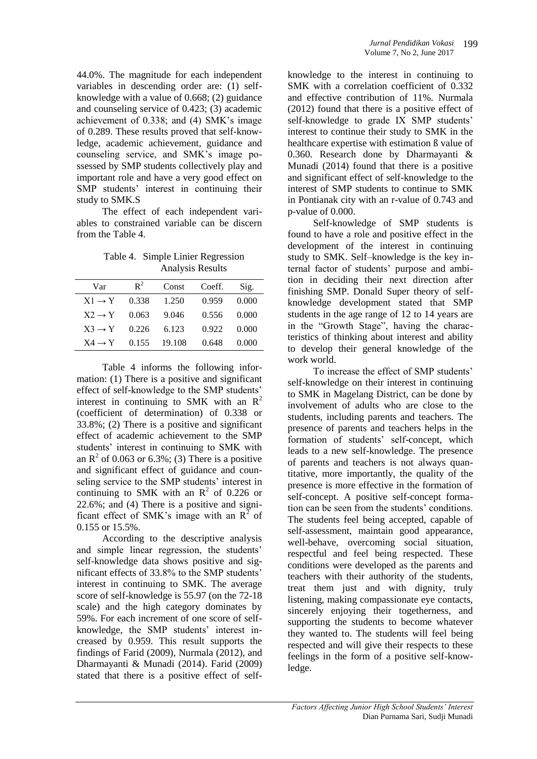44.0%. The magnitude for each independent variables in descending order are: (1) self-knowledge with a value of 0.668; (2) guidance and counseling service of 0.423; (3) academic achievement of 0.338; and (4) SMK's image of 0.289. These results proved that self-knowledge, academic achievement, guidance and counseling service, and SMK's image possessed by SMP students collectively play and important role and have a very good effect on SMP students' interest in continuing their study to SMK.S

The effect of each independent variables to constrained variable can be discern from the Table 4.

Table 4. Simple Linier Regression Analysis Results

| Var | $R^2$ | Const | Coeff. | Sig. |
|---|---|---|---|---|
| X1 → Y | 0.338 | 1.250 | 0.959 | 0.000 |
| X2 → Y | 0.063 | 9.046 | 0.556 | 0.000 |
| X3 → Y | 0.226 | 6.123 | 0.922 | 0.000 |
| X4 → Y | 0.155 | 19.108 | 0.648 | 0.000 |

Table 4 informs the following information: (1) There is a positive and significant effect of self-knowledge to the SMP students' interest in continuing to SMK with an $R^2$ (coefficient of determination) of 0.338 or 33.8%; (2) There is a positive and significant effect of academic achievement to the SMP students' interest in continuing to SMK with an $R^2$ of 0.063 or 6.3%; (3) There is a positive and significant effect of guidance and counseling service to the SMP students' interest in continuing to SMK with an $R^2$ of 0.226 or 22.6%; and (4) There is a positive and significant effect of SMK's image with an $R^2$ of 0.155 or 15.5%.

According to the descriptive analysis and simple linear regression, the students' self-knowledge data shows positive and significant effects of 33.8% to the SMP students' interest in continuing to SMK. The average score of self-knowledge is 55.97 (on the 72-18 scale) and the high category dominates by 59%. For each increment of one score of self-knowledge, the SMP students' interest increased by 0.959. This result supports the findings of Farid (2009), Nurmala (2012), and Dharmayanti & Munadi (2014). Farid (2009) stated that there is a positive effect of self-knowledge to the interest in continuing to SMK with a correlation coefficient of 0.332 and effective contribution of 11%. Nurmala (2012) found that there is a positive effect of self-knowledge to grade IX SMP students' interest to continue their study to SMK in the healthcare expertise with estimation ß value of 0.360. Research done by Dharmayanti & Munadi (2014) found that there is a positive and significant effect of self-knowledge to the interest of SMP students to continue to SMK in Pontianak city with an r-value of 0.743 and p-value of 0.000.

Self-knowledge of SMP students is found to have a role and positive effect in the development of the interest in continuing study to SMK. Self–knowledge is the key internal factor of students' purpose and ambition in deciding their next direction after finishing SMP. Donald Super theory of self-knowledge development stated that SMP students in the age range of 12 to 14 years are in the "Growth Stage", having the characteristics of thinking about interest and ability to develop their general knowledge of the work world.

To increase the effect of SMP students' self-knowledge on their interest in continuing to SMK in Magelang District, can be done by involvement of adults who are close to the students, including parents and teachers. The presence of parents and teachers helps in the formation of students' self-concept, which leads to a new self-knowledge. The presence of parents and teachers is not always quantitative, more importantly, the quality of the presence is more effective in the formation of self-concept. A positive self-concept formation can be seen from the students' conditions. The students feel being accepted, capable of self-assessment, maintain good appearance, well-behave, overcoming social situation, respectful and feel being respected. These conditions were developed as the parents and teachers with their authority of the students, treat them just and with dignity, truly listening, making compassionate eye contacts, sincerely enjoying their togetherness, and supporting the students to become whatever they wanted to. The students will feel being respected and will give their respects to these feelings in the form of a positive self-knowledge.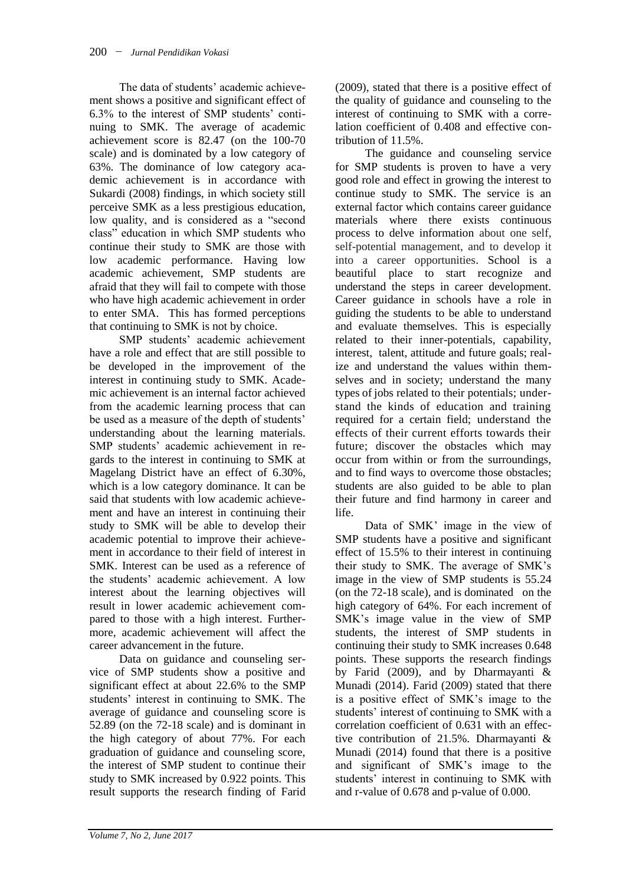The data of students' academic achievement shows a positive and significant effect of 6.3% to the interest of SMP students' continuing to SMK. The average of academic achievement score is 82.47 (on the 100-70 scale) and is dominated by a low category of 63%. The dominance of low category academic achievement is in accordance with Sukardi (2008) findings, in which society still perceive SMK as a less prestigious education, low quality, and is considered as a "second class" education in which SMP students who continue their study to SMK are those with low academic performance. Having low academic achievement, SMP students are afraid that they will fail to compete with those who have high academic achievement in order to enter SMA. This has formed perceptions that continuing to SMK is not by choice.

SMP students' academic achievement have a role and effect that are still possible to be developed in the improvement of the interest in continuing study to SMK. Academic achievement is an internal factor achieved from the academic learning process that can be used as a measure of the depth of students' understanding about the learning materials. SMP students' academic achievement in regards to the interest in continuing to SMK at Magelang District have an effect of 6.30%, which is a low category dominance. It can be said that students with low academic achievement and have an interest in continuing their study to SMK will be able to develop their academic potential to improve their achievement in accordance to their field of interest in SMK. Interest can be used as a reference of the students' academic achievement. A low interest about the learning objectives will result in lower academic achievement compared to those with a high interest. Furthermore, academic achievement will affect the career advancement in the future.

Data on guidance and counseling service of SMP students show a positive and significant effect at about 22.6% to the SMP students' interest in continuing to SMK. The average of guidance and counseling score is 52.89 (on the 72-18 scale) and is dominant in the high category of about 77%. For each graduation of guidance and counseling score, the interest of SMP student to continue their study to SMK increased by 0.922 points. This result supports the research finding of Farid (2009), stated that there is a positive effect of the quality of guidance and counseling to the interest of continuing to SMK with a correlation coefficient of 0.408 and effective contribution of 11.5%.

The guidance and counseling service for SMP students is proven to have a very good role and effect in growing the interest to continue study to SMK. The service is an external factor which contains career guidance materials where there exists continuous process to delve information about one self, self-potential management, and to develop it into a career opportunities. School is a beautiful place to start recognize and understand the steps in career development. Career guidance in schools have a role in guiding the students to be able to understand and evaluate themselves. This is especially related to their inner-potentials, capability, interest, talent, attitude and future goals; realize and understand the values within themselves and in society; understand the many types of jobs related to their potentials; understand the kinds of education and training required for a certain field; understand the effects of their current efforts towards their future; discover the obstacles which may occur from within or from the surroundings, and to find ways to overcome those obstacles; students are also guided to be able to plan their future and find harmony in career and life.

Data of SMK' image in the view of SMP students have a positive and significant effect of 15.5% to their interest in continuing their study to SMK. The average of SMK's image in the view of SMP students is 55.24 (on the 72-18 scale), and is dominated on the high category of 64%. For each increment of SMK's image value in the view of SMP students, the interest of SMP students in continuing their study to SMK increases 0.648 points. These supports the research findings by Farid (2009), and by Dharmayanti & Munadi (2014). Farid (2009) stated that there is a positive effect of SMK's image to the students' interest of continuing to SMK with a correlation coefficient of 0.631 with an effective contribution of 21.5%. Dharmayanti & Munadi (2014) found that there is a positive and significant of SMK's image to the students' interest in continuing to SMK with and r-value of 0.678 and p-value of 0.000.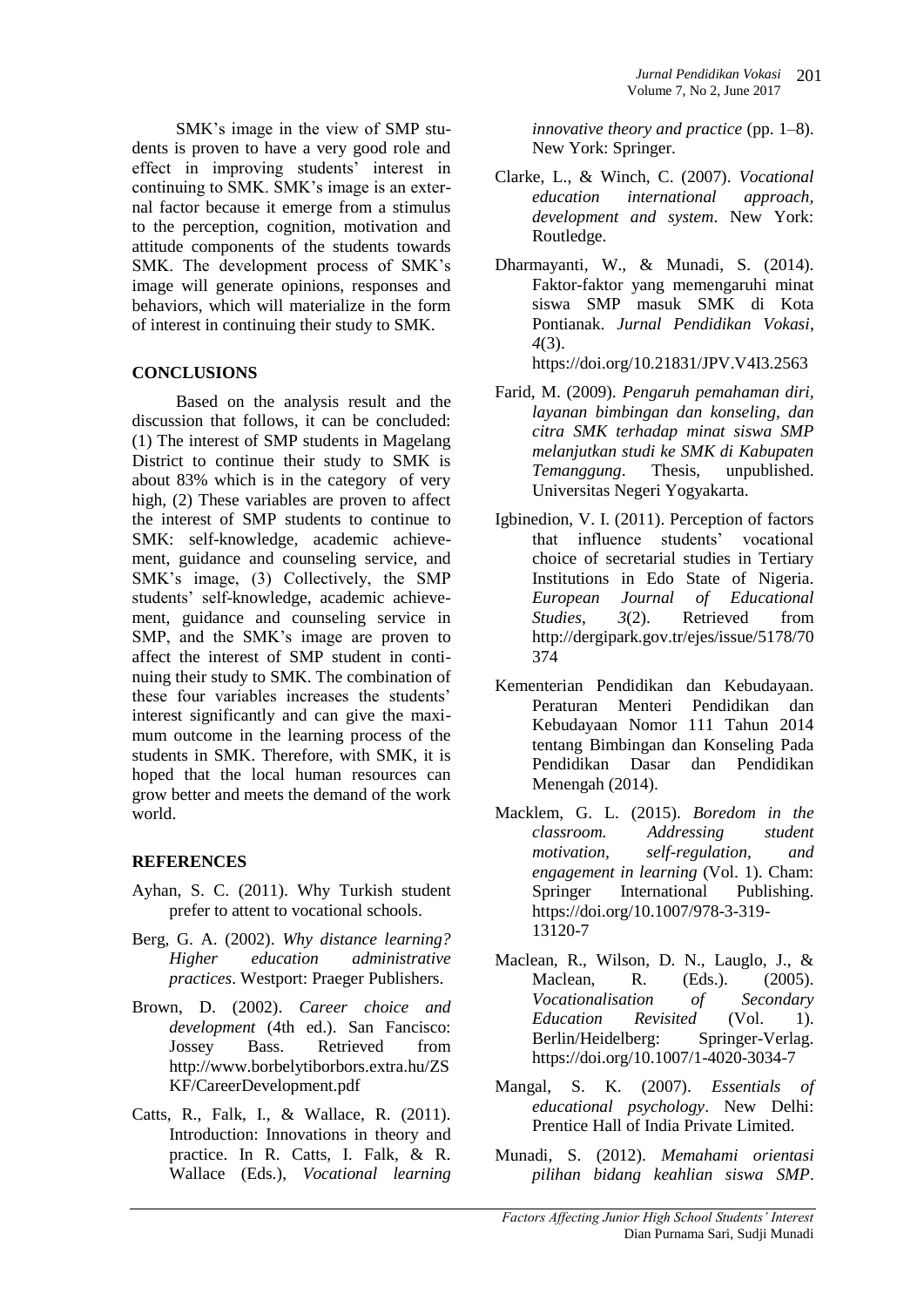SMK's image in the view of SMP students is proven to have a very good role and effect in improving students' interest in continuing to SMK. SMK's image is an external factor because it emerge from a stimulus to the perception, cognition, motivation and attitude components of the students towards SMK. The development process of SMK's image will generate opinions, responses and behaviors, which will materialize in the form of interest in continuing their study to SMK.

## CONCLUSIONS

Based on the analysis result and the discussion that follows, it can be concluded: (1) The interest of SMP students in Magelang District to continue their study to SMK is about 83% which is in the category of very high, (2) These variables are proven to affect the interest of SMP students to continue to SMK: self-knowledge, academic achievement, guidance and counseling service, and SMK's image, (3) Collectively, the SMP students' self-knowledge, academic achievement, guidance and counseling service in SMP, and the SMK's image are proven to affect the interest of SMP student in continuing their study to SMK. The combination of these four variables increases the students' interest significantly and can give the maximum outcome in the learning process of the students in SMK. Therefore, with SMK, it is hoped that the local human resources can grow better and meets the demand of the work world.

## REFERENCES

Ayhan, S. C. (2011). Why Turkish student prefer to attent to vocational schools.

Berg, G. A. (2002). *Why distance learning? Higher education administrative practices*. Westport: Praeger Publishers.

Brown, D. (2002). *Career choice and development* (4th ed.). San Fancisco: Jossey Bass. Retrieved from http://www.borbelytiborbors.extra.hu/ZSKF/CareerDevelopment.pdf

Catts, R., Falk, I., & Wallace, R. (2011). Introduction: Innovations in theory and practice. In R. Catts, I. Falk, & R. Wallace (Eds.), *Vocational learning innovative theory and practice* (pp. 1–8). New York: Springer.

Clarke, L., & Winch, C. (2007). *Vocational education international approach, development and system*. New York: Routledge.

Dharmayanti, W., & Munadi, S. (2014). Faktor-faktor yang memengaruhi minat siswa SMP masuk SMK di Kota Pontianak. *Jurnal Pendidikan Vokasi*, *4*(3). https://doi.org/10.21831/JPV.V4I3.2563

Farid, M. (2009). *Pengaruh pemahaman diri, layanan bimbingan dan konseling, dan citra SMK terhadap minat siswa SMP melanjutkan studi ke SMK di Kabupaten Temanggung*. Thesis, unpublished. Universitas Negeri Yogyakarta.

Igbinedion, V. I. (2011). Perception of factors that influence students' vocational choice of secretarial studies in Tertiary Institutions in Edo State of Nigeria. *European Journal of Educational Studies*, *3*(2). Retrieved from http://dergipark.gov.tr/ejes/issue/5178/70374

Kementerian Pendidikan dan Kebudayaan. Peraturan Menteri Pendidikan dan Kebudayaan Nomor 111 Tahun 2014 tentang Bimbingan dan Konseling Pada Pendidikan Dasar dan Pendidikan Menengah (2014).

Macklem, G. L. (2015). *Boredom in the classroom. Addressing student motivation, self-regulation, and engagement in learning* (Vol. 1). Cham: Springer International Publishing. https://doi.org/10.1007/978-3-319-13120-7

Maclean, R., Wilson, D. N., Lauglo, J., & Maclean, R. (Eds.). (2005). *Vocationalisation of Secondary Education Revisited* (Vol. 1). Berlin/Heidelberg: Springer-Verlag. https://doi.org/10.1007/1-4020-3034-7

Mangal, S. K. (2007). *Essentials of educational psychology*. New Delhi: Prentice Hall of India Private Limited.

Munadi, S. (2012). *Memahami orientasi pilihan bidang keahlian siswa SMP*.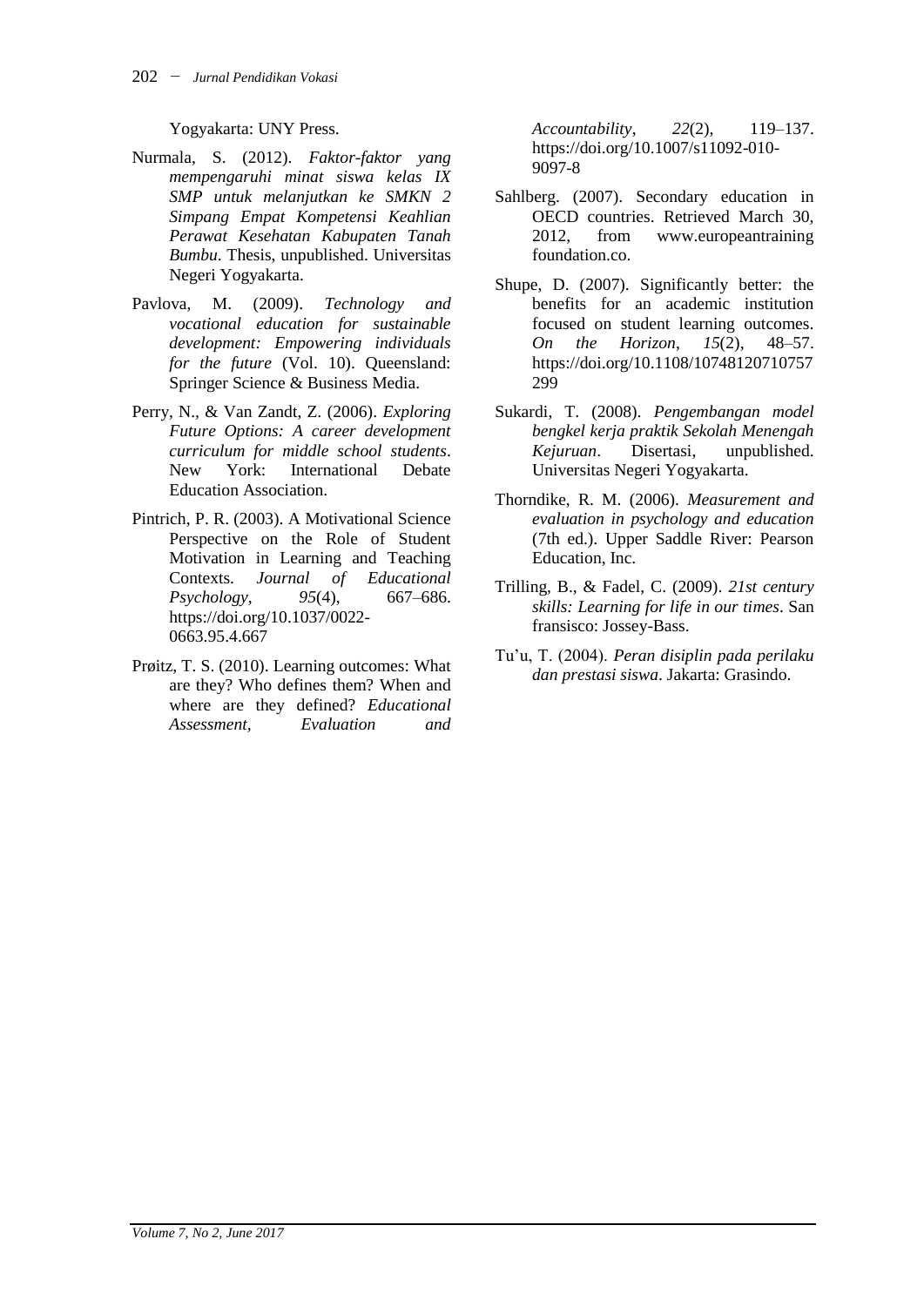Yogyakarta: UNY Press.

Nurmala, S. (2012). *Faktor-faktor yang mempengaruhi minat siswa kelas IX SMP untuk melanjutkan ke SMKN 2 Simpang Empat Kompetensi Keahlian Perawat Kesehatan Kabupaten Tanah Bumbu*. Thesis, unpublished. Universitas Negeri Yogyakarta.

Pavlova, M. (2009). *Technology and vocational education for sustainable development: Empowering individuals for the future* (Vol. 10). Queensland: Springer Science & Business Media.

Perry, N., & Van Zandt, Z. (2006). *Exploring Future Options: A career development curriculum for middle school students*. New York: International Debate Education Association.

Pintrich, P. R. (2003). A Motivational Science Perspective on the Role of Student Motivation in Learning and Teaching Contexts. *Journal of Educational Psychology*, *95*(4), 667–686. https://doi.org/10.1037/0022-0663.95.4.667

Prøitz, T. S. (2010). Learning outcomes: What are they? Who defines them? When and where are they defined? *Educational Assessment, Evaluation and Accountability*, *22*(2), 119–137. https://doi.org/10.1007/s11092-010-9097-8

Sahlberg. (2007). Secondary education in OECD countries. Retrieved March 30, 2012, from www.europeantraining foundation.co.

Shupe, D. (2007). Significantly better: the benefits for an academic institution focused on student learning outcomes. *On the Horizon*, *15*(2), 48–57. https://doi.org/10.1108/10748120710757299

Sukardi, T. (2008). *Pengembangan model bengkel kerja praktik Sekolah Menengah Kejuruan*. Disertasi, unpublished. Universitas Negeri Yogyakarta.

Thorndike, R. M. (2006). *Measurement and evaluation in psychology and education* (7th ed.). Upper Saddle River: Pearson Education, Inc.

Trilling, B., & Fadel, C. (2009). *21st century skills: Learning for life in our times*. San fransisco: Jossey-Bass.

Tu'u, T. (2004). *Peran disiplin pada perilaku dan prestasi siswa*. Jakarta: Grasindo.